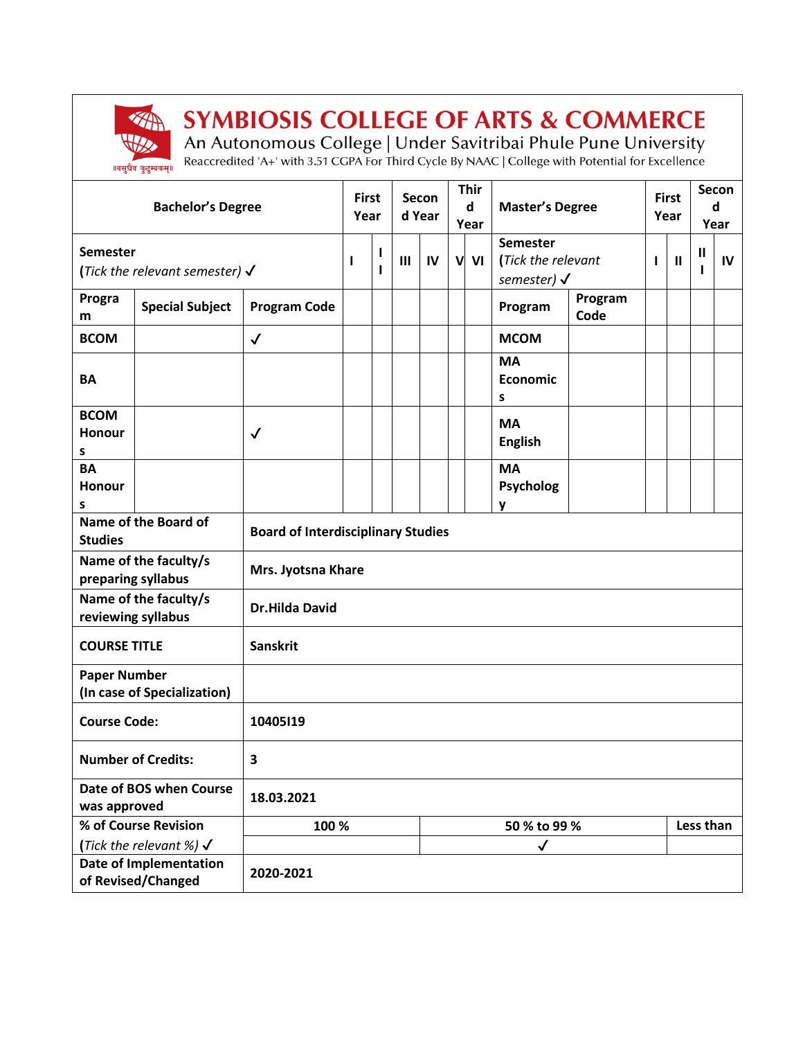# SYMBIOSIS COLLEGE OF ARTS & COMMERCE

An Autonomous College | Under Savitribai Phule Pune University

Reaccredited 'A+' with 3.51 CGPA For Third Cycle By NAAC | College with Potential for Excellence

||वसुधैव कुटुम्बकम्||

| Bachelor's Degree | | | First Year | | Second Year | | Third Year | | Master's Degree | | First Year | | Second Year | |
|---|---|---|---|---|---|---|---|---|---|---|---|---|---|---|
| Semester (*Tick the relevant semester*) ✓ | | | I | II | III | IV | V | VI | Semester (*Tick the relevant semester*) ✓ | | I | II | III | IV |
| Program | Special Subject | Program Code | | | | | | | Program | Program Code | | | | |
| BCOM | | ✓ | | | | | | | MCOM | | | | | |
| BA | | | | | | | | | MA Economics | | | | | |
| BCOM Honours | | ✓ | | | | | | | MA English | | | | | |
| BA Honours | | | | | | | | | MA Psychology | | | | | |

| | | | |
|---|---|---|---|
| Name of the Board of Studies | Board of Interdisciplinary Studies | | |
| Name of the faculty/s preparing syllabus | Mrs. Jyotsna Khare | | |
| Name of the faculty/s reviewing syllabus | Dr.Hilda David | | |
| COURSE TITLE | Sanskrit | | |
| Paper Number (In case of Specialization) | | | |
| Course Code: | 10405I19 | | |
| Number of Credits: | 3 | | |
| Date of BOS when Course was approved | 18.03.2021 | | |
| % of Course Revision (*Tick the relevant %*) ✓ | 100 % | 50 % to 99 % | Less than |
| | | ✓ | |
| Date of Implementation of Revised/Changed | 2020-2021 | | |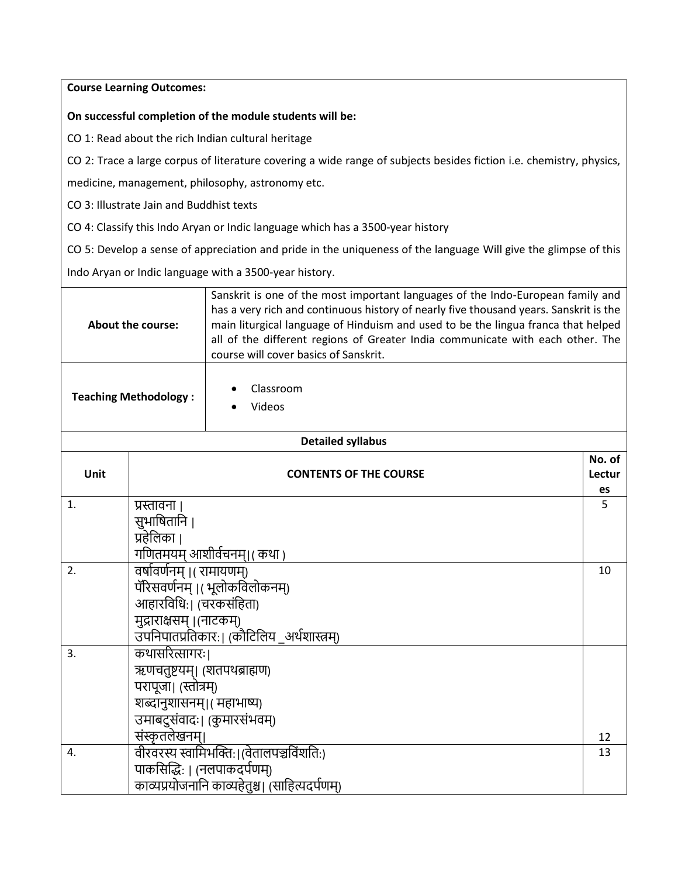**Course Learning Outcomes:**

**On successful completion of the module students will be:**

CO 1: Read about the rich Indian cultural heritage

CO 2: Trace a large corpus of literature covering a wide range of subjects besides fiction i.e. chemistry, physics, medicine, management, philosophy, astronomy etc.

CO 3: Illustrate Jain and Buddhist texts

CO 4: Classify this Indo Aryan or Indic language which has a 3500-year history

CO 5: Develop a sense of appreciation and pride in the uniqueness of the language Will give the glimpse of this Indo Aryan or Indic language with a 3500-year history.

| **About the course:** | Sanskrit is one of the most important languages of the Indo-European family and has a very rich and continuous history of nearly five thousand years. Sanskrit is the main liturgical language of Hinduism and used to be the lingua franca that helped all of the different regions of Greater India communicate with each other. The course will cover basics of Sanskrit. |
|---|---|
| **Teaching Methodology :** | • Classroom<br>• Videos |

**Detailed syllabus**

| Unit | CONTENTS OF THE COURSE | No. of Lectures |
|---|---|---|
| 1. | प्रस्तावना ।<br>सुभाषितानि ।<br>प्रहेलिका ।<br>गणितमयम् आशीर्वचनम्।( कथा ) | 5 |
| 2. | वर्षावर्णनम् ।( रामायणम्)<br>पॅरिसवर्णनम् ।( भूलोकविलोकनम्)<br>आहारविधिः। (चरकसंहिता)<br>मुद्राराक्षसम् ।(नाटकम्)<br>उपनिपातप्रतिकारः। (कौटिलिय _अर्थशास्त्रम्) | 10 |
| 3. | कथासरित्सागरः।<br>ऋणचतुष्टयम्। (शतपथब्राह्मण)<br>परापूजा। (स्तोत्रम्)<br>शब्दानुशासनम्।( महाभाष्य)<br>उमाबटुसंवादः। (कुमारसंभवम्)<br>संस्कृतलेखनम्। | 12 |
| 4. | वीरवरस्य स्वामिभक्तिः।(वेतालपञ्चविंशतिः)<br>पाकसिद्धिः । (नलपाकदर्पणम्)<br>काव्यप्रयोजनानि काव्यहेतुश्च। (साहित्यदर्पणम्) | 13 |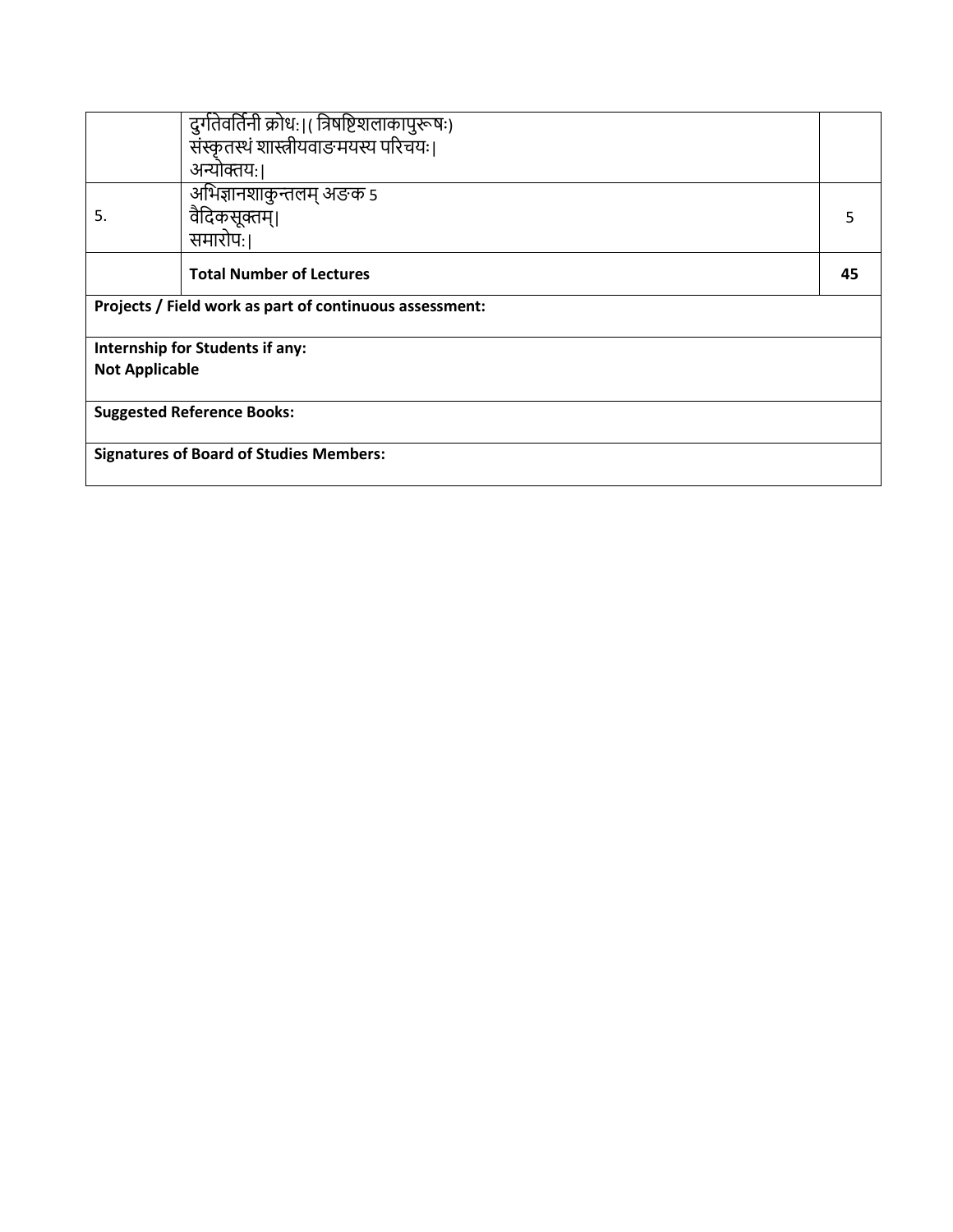| | | |
|---|---|---|
| | दुर्गतिवर्तिनी क्रोधः।( त्रिषष्टिशलाकापुरूषः)<br>संस्कृतस्थं शास्त्रीयवाङमयस्य परिचयः।<br>अन्योक्तयः। | |
| 5. | अभिज्ञानशाकुन्तलम् अङक 5<br>वैदिकसूक्तम्।<br>समारोपः। | 5 |
| | **Total Number of Lectures** | **45** |

**Projects / Field work as part of continuous assessment:**

**Internship for Students if any:**
**Not Applicable**

**Suggested Reference Books:**

**Signatures of Board of Studies Members:**